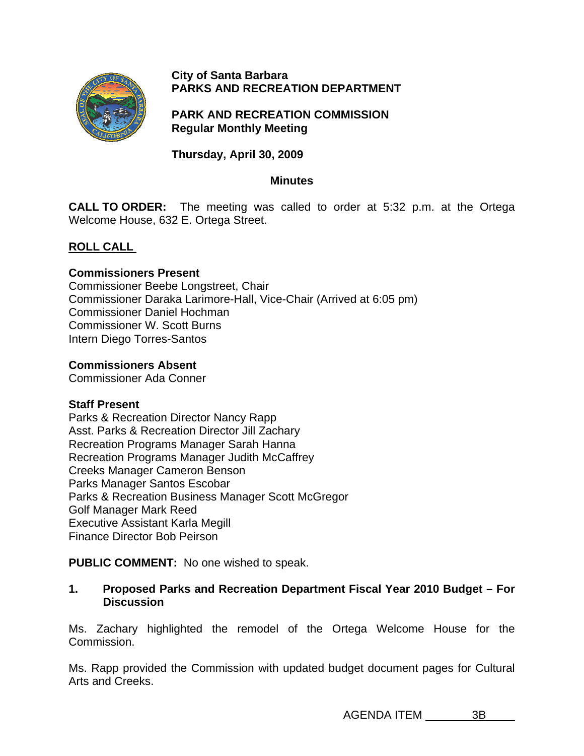**City of Santa Barbara**
**PARKS AND RECREATION DEPARTMENT**

**PARK AND RECREATION COMMISSION**
**Regular Monthly Meeting**

**Thursday, April 30, 2009**

**Minutes**

**CALL TO ORDER:** The meeting was called to order at 5:32 p.m. at the Ortega Welcome House, 632 E. Ortega Street.

## ROLL CALL

**Commissioners Present**
Commissioner Beebe Longstreet, Chair
Commissioner Daraka Larimore-Hall, Vice-Chair (Arrived at 6:05 pm)
Commissioner Daniel Hochman
Commissioner W. Scott Burns
Intern Diego Torres-Santos

**Commissioners Absent**
Commissioner Ada Conner

**Staff Present**
Parks & Recreation Director Nancy Rapp
Asst. Parks & Recreation Director Jill Zachary
Recreation Programs Manager Sarah Hanna
Recreation Programs Manager Judith McCaffrey
Creeks Manager Cameron Benson
Parks Manager Santos Escobar
Parks & Recreation Business Manager Scott McGregor
Golf Manager Mark Reed
Executive Assistant Karla Megill
Finance Director Bob Peirson

**PUBLIC COMMENT:** No one wished to speak.

**1. Proposed Parks and Recreation Department Fiscal Year 2010 Budget – For Discussion**

Ms. Zachary highlighted the remodel of the Ortega Welcome House for the Commission.

Ms. Rapp provided the Commission with updated budget document pages for Cultural Arts and Creeks.

AGENDA ITEM 3B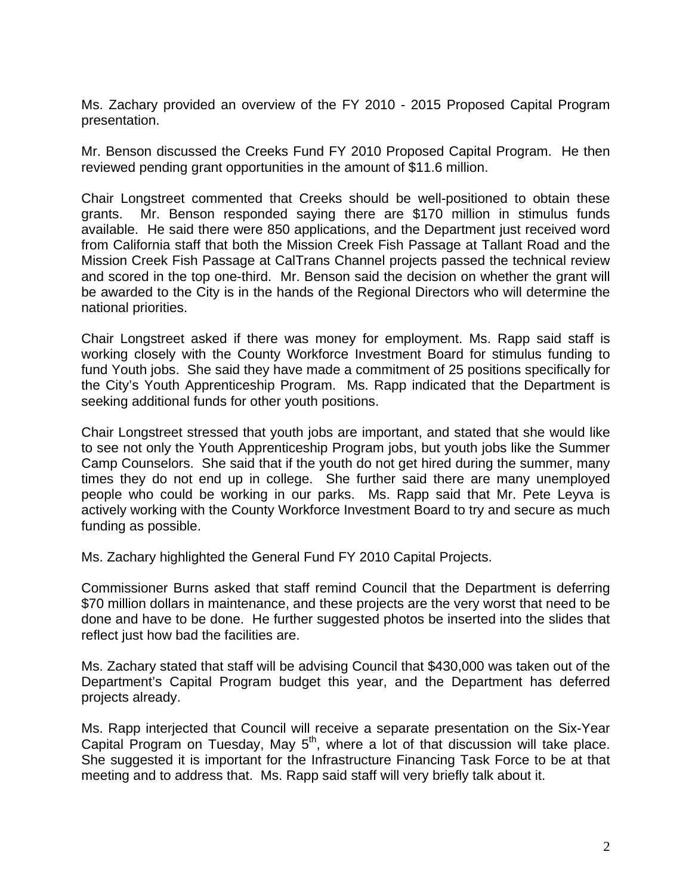Ms. Zachary provided an overview of the FY 2010 - 2015 Proposed Capital Program presentation.

Mr. Benson discussed the Creeks Fund FY 2010 Proposed Capital Program. He then reviewed pending grant opportunities in the amount of $11.6 million.

Chair Longstreet commented that Creeks should be well-positioned to obtain these grants. Mr. Benson responded saying there are $170 million in stimulus funds available. He said there were 850 applications, and the Department just received word from California staff that both the Mission Creek Fish Passage at Tallant Road and the Mission Creek Fish Passage at CalTrans Channel projects passed the technical review and scored in the top one-third. Mr. Benson said the decision on whether the grant will be awarded to the City is in the hands of the Regional Directors who will determine the national priorities.

Chair Longstreet asked if there was money for employment. Ms. Rapp said staff is working closely with the County Workforce Investment Board for stimulus funding to fund Youth jobs. She said they have made a commitment of 25 positions specifically for the City's Youth Apprenticeship Program. Ms. Rapp indicated that the Department is seeking additional funds for other youth positions.

Chair Longstreet stressed that youth jobs are important, and stated that she would like to see not only the Youth Apprenticeship Program jobs, but youth jobs like the Summer Camp Counselors. She said that if the youth do not get hired during the summer, many times they do not end up in college. She further said there are many unemployed people who could be working in our parks. Ms. Rapp said that Mr. Pete Leyva is actively working with the County Workforce Investment Board to try and secure as much funding as possible.

Ms. Zachary highlighted the General Fund FY 2010 Capital Projects.

Commissioner Burns asked that staff remind Council that the Department is deferring $70 million dollars in maintenance, and these projects are the very worst that need to be done and have to be done. He further suggested photos be inserted into the slides that reflect just how bad the facilities are.

Ms. Zachary stated that staff will be advising Council that $430,000 was taken out of the Department's Capital Program budget this year, and the Department has deferred projects already.

Ms. Rapp interjected that Council will receive a separate presentation on the Six-Year Capital Program on Tuesday, May 5th, where a lot of that discussion will take place. She suggested it is important for the Infrastructure Financing Task Force to be at that meeting and to address that. Ms. Rapp said staff will very briefly talk about it.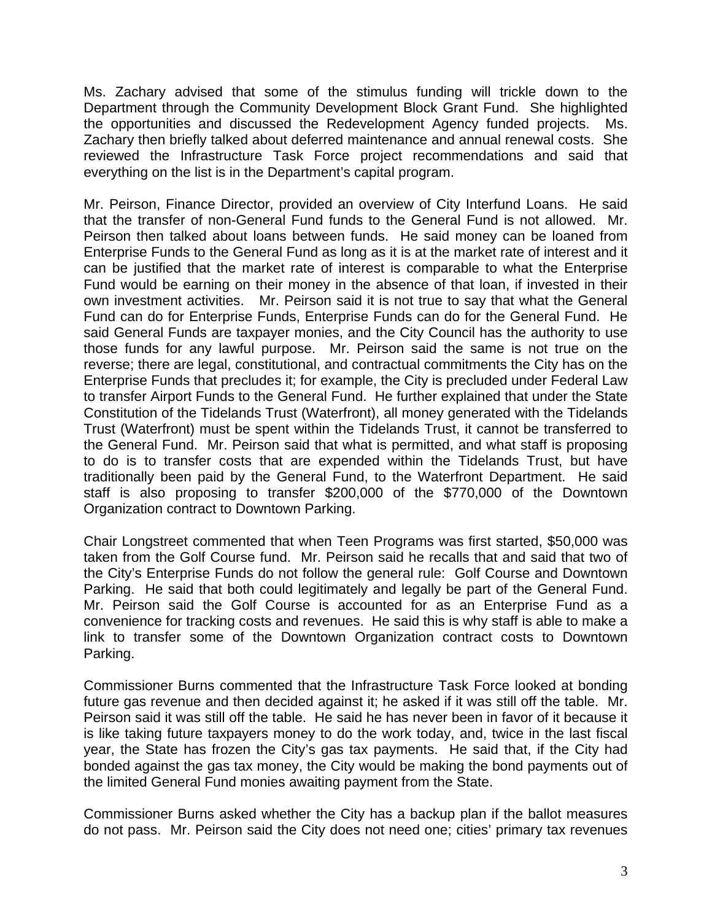Ms. Zachary advised that some of the stimulus funding will trickle down to the Department through the Community Development Block Grant Fund. She highlighted the opportunities and discussed the Redevelopment Agency funded projects. Ms. Zachary then briefly talked about deferred maintenance and annual renewal costs. She reviewed the Infrastructure Task Force project recommendations and said that everything on the list is in the Department's capital program.

Mr. Peirson, Finance Director, provided an overview of City Interfund Loans. He said that the transfer of non-General Fund funds to the General Fund is not allowed. Mr. Peirson then talked about loans between funds. He said money can be loaned from Enterprise Funds to the General Fund as long as it is at the market rate of interest and it can be justified that the market rate of interest is comparable to what the Enterprise Fund would be earning on their money in the absence of that loan, if invested in their own investment activities. Mr. Peirson said it is not true to say that what the General Fund can do for Enterprise Funds, Enterprise Funds can do for the General Fund. He said General Funds are taxpayer monies, and the City Council has the authority to use those funds for any lawful purpose. Mr. Peirson said the same is not true on the reverse; there are legal, constitutional, and contractual commitments the City has on the Enterprise Funds that precludes it; for example, the City is precluded under Federal Law to transfer Airport Funds to the General Fund. He further explained that under the State Constitution of the Tidelands Trust (Waterfront), all money generated with the Tidelands Trust (Waterfront) must be spent within the Tidelands Trust, it cannot be transferred to the General Fund. Mr. Peirson said that what is permitted, and what staff is proposing to do is to transfer costs that are expended within the Tidelands Trust, but have traditionally been paid by the General Fund, to the Waterfront Department. He said staff is also proposing to transfer $200,000 of the $770,000 of the Downtown Organization contract to Downtown Parking.

Chair Longstreet commented that when Teen Programs was first started, $50,000 was taken from the Golf Course fund. Mr. Peirson said he recalls that and said that two of the City's Enterprise Funds do not follow the general rule: Golf Course and Downtown Parking. He said that both could legitimately and legally be part of the General Fund. Mr. Peirson said the Golf Course is accounted for as an Enterprise Fund as a convenience for tracking costs and revenues. He said this is why staff is able to make a link to transfer some of the Downtown Organization contract costs to Downtown Parking.

Commissioner Burns commented that the Infrastructure Task Force looked at bonding future gas revenue and then decided against it; he asked if it was still off the table. Mr. Peirson said it was still off the table. He said he has never been in favor of it because it is like taking future taxpayers money to do the work today, and, twice in the last fiscal year, the State has frozen the City's gas tax payments. He said that, if the City had bonded against the gas tax money, the City would be making the bond payments out of the limited General Fund monies awaiting payment from the State.

Commissioner Burns asked whether the City has a backup plan if the ballot measures do not pass. Mr. Peirson said the City does not need one; cities' primary tax revenues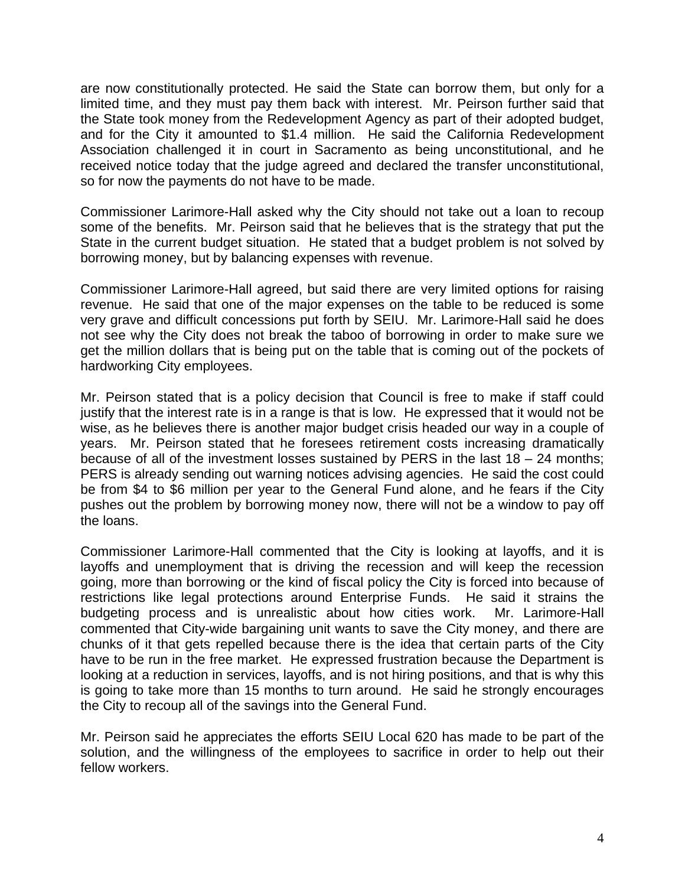are now constitutionally protected. He said the State can borrow them, but only for a limited time, and they must pay them back with interest. Mr. Peirson further said that the State took money from the Redevelopment Agency as part of their adopted budget, and for the City it amounted to $1.4 million. He said the California Redevelopment Association challenged it in court in Sacramento as being unconstitutional, and he received notice today that the judge agreed and declared the transfer unconstitutional, so for now the payments do not have to be made.

Commissioner Larimore-Hall asked why the City should not take out a loan to recoup some of the benefits. Mr. Peirson said that he believes that is the strategy that put the State in the current budget situation. He stated that a budget problem is not solved by borrowing money, but by balancing expenses with revenue.

Commissioner Larimore-Hall agreed, but said there are very limited options for raising revenue. He said that one of the major expenses on the table to be reduced is some very grave and difficult concessions put forth by SEIU. Mr. Larimore-Hall said he does not see why the City does not break the taboo of borrowing in order to make sure we get the million dollars that is being put on the table that is coming out of the pockets of hardworking City employees.

Mr. Peirson stated that is a policy decision that Council is free to make if staff could justify that the interest rate is in a range is that is low. He expressed that it would not be wise, as he believes there is another major budget crisis headed our way in a couple of years. Mr. Peirson stated that he foresees retirement costs increasing dramatically because of all of the investment losses sustained by PERS in the last 18 – 24 months; PERS is already sending out warning notices advising agencies. He said the cost could be from $4 to $6 million per year to the General Fund alone, and he fears if the City pushes out the problem by borrowing money now, there will not be a window to pay off the loans.

Commissioner Larimore-Hall commented that the City is looking at layoffs, and it is layoffs and unemployment that is driving the recession and will keep the recession going, more than borrowing or the kind of fiscal policy the City is forced into because of restrictions like legal protections around Enterprise Funds. He said it strains the budgeting process and is unrealistic about how cities work. Mr. Larimore-Hall commented that City-wide bargaining unit wants to save the City money, and there are chunks of it that gets repelled because there is the idea that certain parts of the City have to be run in the free market. He expressed frustration because the Department is looking at a reduction in services, layoffs, and is not hiring positions, and that is why this is going to take more than 15 months to turn around. He said he strongly encourages the City to recoup all of the savings into the General Fund.

Mr. Peirson said he appreciates the efforts SEIU Local 620 has made to be part of the solution, and the willingness of the employees to sacrifice in order to help out their fellow workers.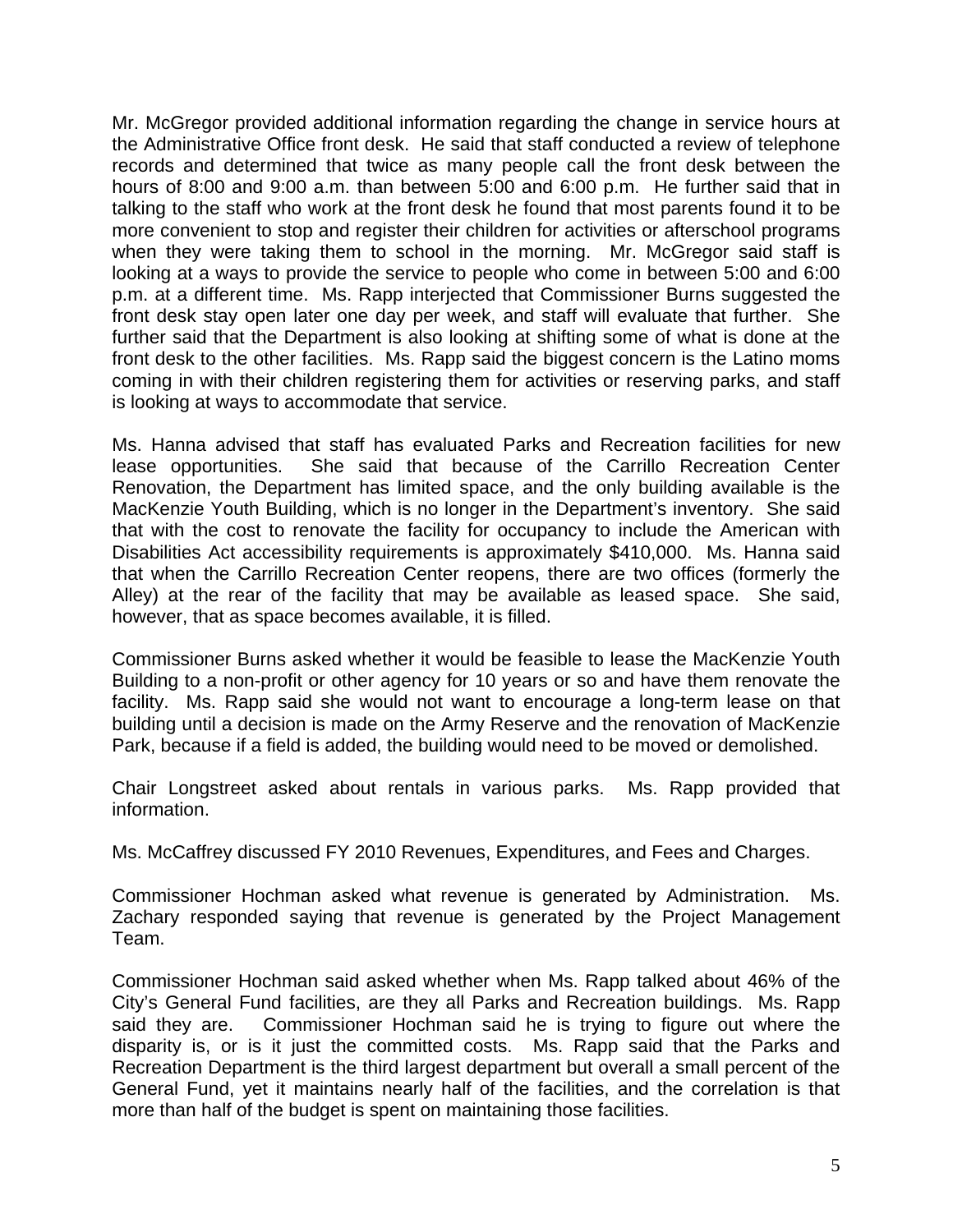Mr. McGregor provided additional information regarding the change in service hours at the Administrative Office front desk. He said that staff conducted a review of telephone records and determined that twice as many people call the front desk between the hours of 8:00 and 9:00 a.m. than between 5:00 and 6:00 p.m. He further said that in talking to the staff who work at the front desk he found that most parents found it to be more convenient to stop and register their children for activities or afterschool programs when they were taking them to school in the morning. Mr. McGregor said staff is looking at a ways to provide the service to people who come in between 5:00 and 6:00 p.m. at a different time. Ms. Rapp interjected that Commissioner Burns suggested the front desk stay open later one day per week, and staff will evaluate that further. She further said that the Department is also looking at shifting some of what is done at the front desk to the other facilities. Ms. Rapp said the biggest concern is the Latino moms coming in with their children registering them for activities or reserving parks, and staff is looking at ways to accommodate that service.

Ms. Hanna advised that staff has evaluated Parks and Recreation facilities for new lease opportunities. She said that because of the Carrillo Recreation Center Renovation, the Department has limited space, and the only building available is the MacKenzie Youth Building, which is no longer in the Department's inventory. She said that with the cost to renovate the facility for occupancy to include the American with Disabilities Act accessibility requirements is approximately $410,000. Ms. Hanna said that when the Carrillo Recreation Center reopens, there are two offices (formerly the Alley) at the rear of the facility that may be available as leased space. She said, however, that as space becomes available, it is filled.

Commissioner Burns asked whether it would be feasible to lease the MacKenzie Youth Building to a non-profit or other agency for 10 years or so and have them renovate the facility. Ms. Rapp said she would not want to encourage a long-term lease on that building until a decision is made on the Army Reserve and the renovation of MacKenzie Park, because if a field is added, the building would need to be moved or demolished.

Chair Longstreet asked about rentals in various parks. Ms. Rapp provided that information.

Ms. McCaffrey discussed FY 2010 Revenues, Expenditures, and Fees and Charges.

Commissioner Hochman asked what revenue is generated by Administration. Ms. Zachary responded saying that revenue is generated by the Project Management Team.

Commissioner Hochman said asked whether when Ms. Rapp talked about 46% of the City's General Fund facilities, are they all Parks and Recreation buildings. Ms. Rapp said they are. Commissioner Hochman said he is trying to figure out where the disparity is, or is it just the committed costs. Ms. Rapp said that the Parks and Recreation Department is the third largest department but overall a small percent of the General Fund, yet it maintains nearly half of the facilities, and the correlation is that more than half of the budget is spent on maintaining those facilities.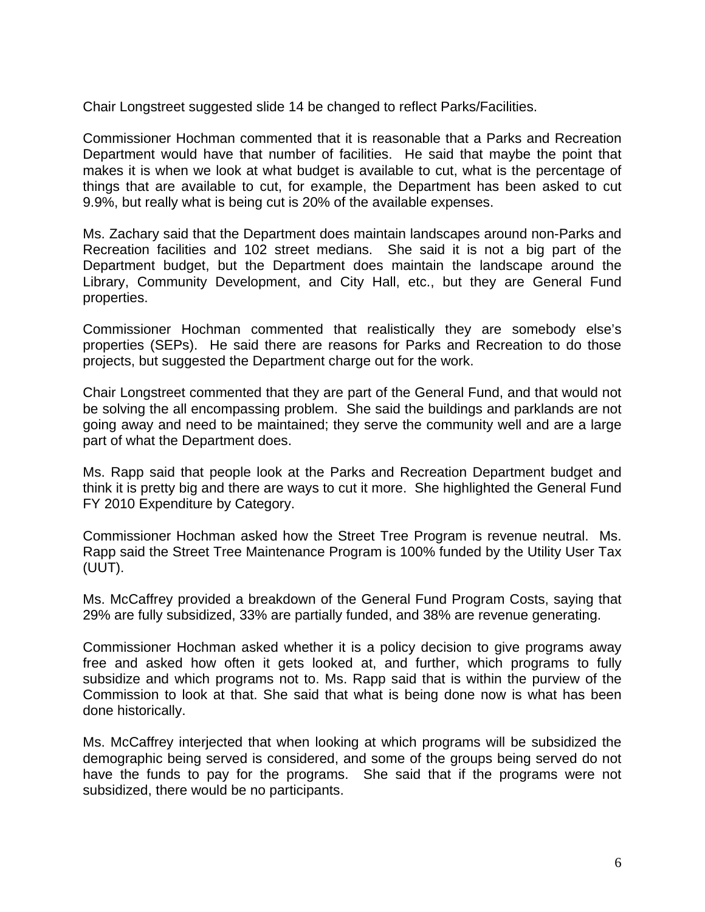Chair Longstreet suggested slide 14 be changed to reflect Parks/Facilities.

Commissioner Hochman commented that it is reasonable that a Parks and Recreation Department would have that number of facilities. He said that maybe the point that makes it is when we look at what budget is available to cut, what is the percentage of things that are available to cut, for example, the Department has been asked to cut 9.9%, but really what is being cut is 20% of the available expenses.

Ms. Zachary said that the Department does maintain landscapes around non-Parks and Recreation facilities and 102 street medians. She said it is not a big part of the Department budget, but the Department does maintain the landscape around the Library, Community Development, and City Hall, etc., but they are General Fund properties.

Commissioner Hochman commented that realistically they are somebody else's properties (SEPs). He said there are reasons for Parks and Recreation to do those projects, but suggested the Department charge out for the work.

Chair Longstreet commented that they are part of the General Fund, and that would not be solving the all encompassing problem. She said the buildings and parklands are not going away and need to be maintained; they serve the community well and are a large part of what the Department does.

Ms. Rapp said that people look at the Parks and Recreation Department budget and think it is pretty big and there are ways to cut it more. She highlighted the General Fund FY 2010 Expenditure by Category.

Commissioner Hochman asked how the Street Tree Program is revenue neutral. Ms. Rapp said the Street Tree Maintenance Program is 100% funded by the Utility User Tax (UUT).

Ms. McCaffrey provided a breakdown of the General Fund Program Costs, saying that 29% are fully subsidized, 33% are partially funded, and 38% are revenue generating.

Commissioner Hochman asked whether it is a policy decision to give programs away free and asked how often it gets looked at, and further, which programs to fully subsidize and which programs not to. Ms. Rapp said that is within the purview of the Commission to look at that. She said that what is being done now is what has been done historically.

Ms. McCaffrey interjected that when looking at which programs will be subsidized the demographic being served is considered, and some of the groups being served do not have the funds to pay for the programs. She said that if the programs were not subsidized, there would be no participants.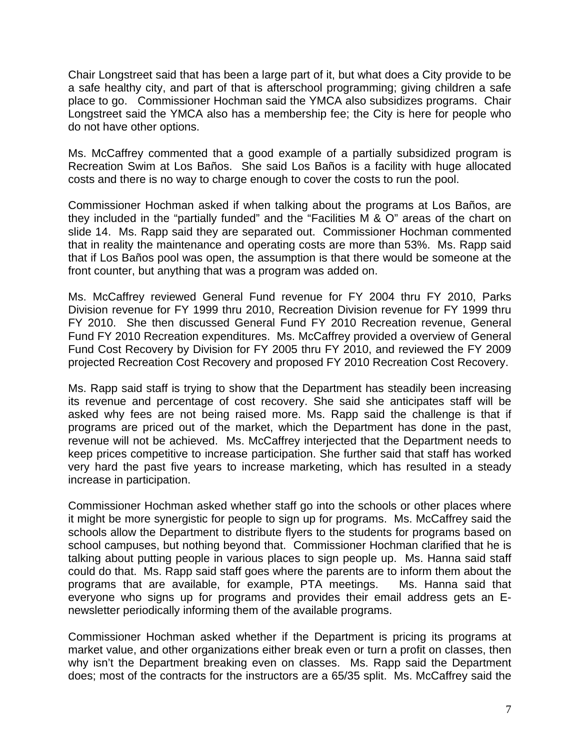Chair Longstreet said that has been a large part of it, but what does a City provide to be a safe healthy city, and part of that is afterschool programming; giving children a safe place to go. Commissioner Hochman said the YMCA also subsidizes programs. Chair Longstreet said the YMCA also has a membership fee; the City is here for people who do not have other options.

Ms. McCaffrey commented that a good example of a partially subsidized program is Recreation Swim at Los Baños. She said Los Baños is a facility with huge allocated costs and there is no way to charge enough to cover the costs to run the pool.

Commissioner Hochman asked if when talking about the programs at Los Baños, are they included in the "partially funded" and the "Facilities M & O" areas of the chart on slide 14. Ms. Rapp said they are separated out. Commissioner Hochman commented that in reality the maintenance and operating costs are more than 53%. Ms. Rapp said that if Los Baños pool was open, the assumption is that there would be someone at the front counter, but anything that was a program was added on.

Ms. McCaffrey reviewed General Fund revenue for FY 2004 thru FY 2010, Parks Division revenue for FY 1999 thru 2010, Recreation Division revenue for FY 1999 thru FY 2010. She then discussed General Fund FY 2010 Recreation revenue, General Fund FY 2010 Recreation expenditures. Ms. McCaffrey provided a overview of General Fund Cost Recovery by Division for FY 2005 thru FY 2010, and reviewed the FY 2009 projected Recreation Cost Recovery and proposed FY 2010 Recreation Cost Recovery.

Ms. Rapp said staff is trying to show that the Department has steadily been increasing its revenue and percentage of cost recovery. She said she anticipates staff will be asked why fees are not being raised more. Ms. Rapp said the challenge is that if programs are priced out of the market, which the Department has done in the past, revenue will not be achieved. Ms. McCaffrey interjected that the Department needs to keep prices competitive to increase participation. She further said that staff has worked very hard the past five years to increase marketing, which has resulted in a steady increase in participation.

Commissioner Hochman asked whether staff go into the schools or other places where it might be more synergistic for people to sign up for programs. Ms. McCaffrey said the schools allow the Department to distribute flyers to the students for programs based on school campuses, but nothing beyond that. Commissioner Hochman clarified that he is talking about putting people in various places to sign people up. Ms. Hanna said staff could do that. Ms. Rapp said staff goes where the parents are to inform them about the programs that are available, for example, PTA meetings. Ms. Hanna said that everyone who signs up for programs and provides their email address gets an E-newsletter periodically informing them of the available programs.

Commissioner Hochman asked whether if the Department is pricing its programs at market value, and other organizations either break even or turn a profit on classes, then why isn't the Department breaking even on classes. Ms. Rapp said the Department does; most of the contracts for the instructors are a 65/35 split. Ms. McCaffrey said the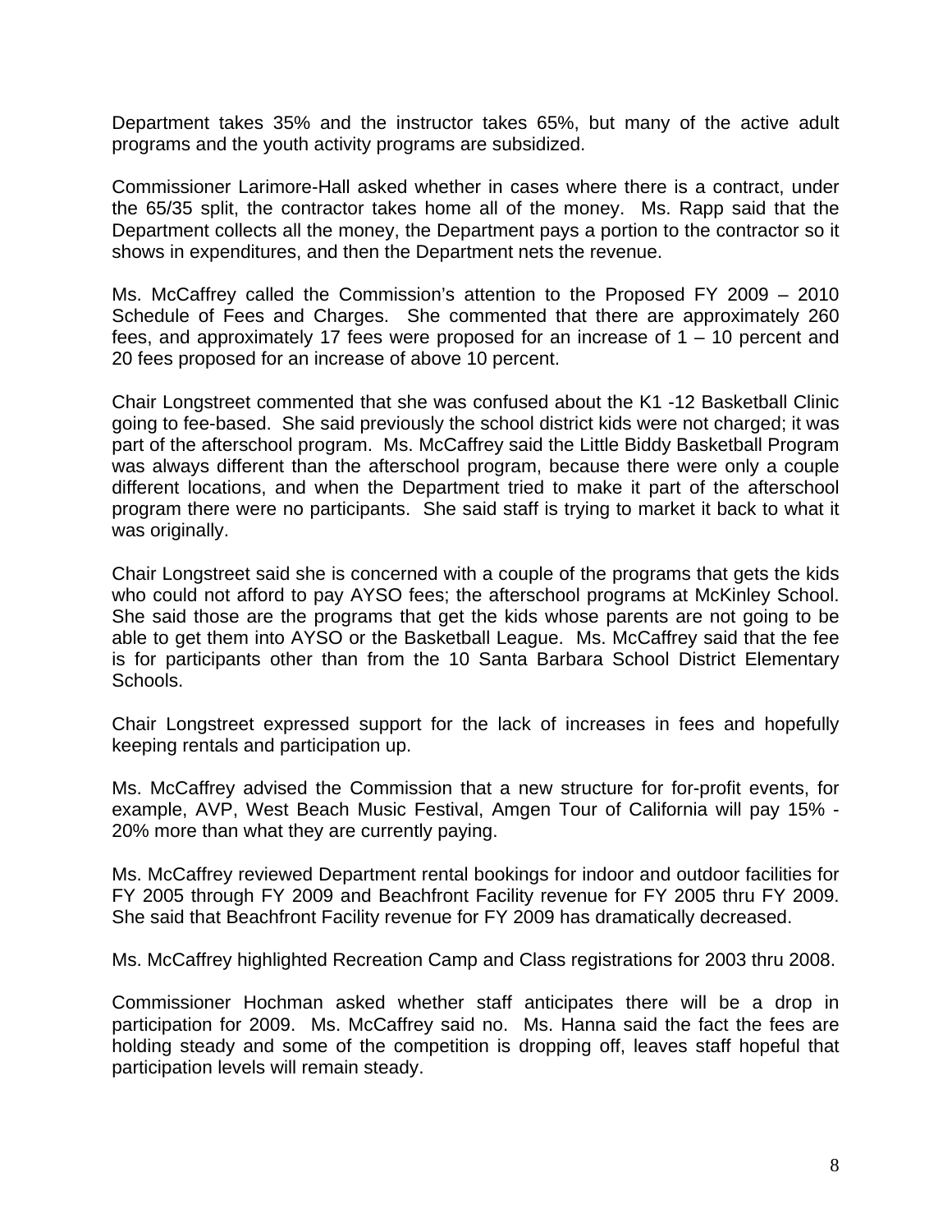Department takes 35% and the instructor takes 65%, but many of the active adult programs and the youth activity programs are subsidized.

Commissioner Larimore-Hall asked whether in cases where there is a contract, under the 65/35 split, the contractor takes home all of the money. Ms. Rapp said that the Department collects all the money, the Department pays a portion to the contractor so it shows in expenditures, and then the Department nets the revenue.

Ms. McCaffrey called the Commission's attention to the Proposed FY 2009 – 2010 Schedule of Fees and Charges. She commented that there are approximately 260 fees, and approximately 17 fees were proposed for an increase of 1 – 10 percent and 20 fees proposed for an increase of above 10 percent.

Chair Longstreet commented that she was confused about the K1 -12 Basketball Clinic going to fee-based. She said previously the school district kids were not charged; it was part of the afterschool program. Ms. McCaffrey said the Little Biddy Basketball Program was always different than the afterschool program, because there were only a couple different locations, and when the Department tried to make it part of the afterschool program there were no participants. She said staff is trying to market it back to what it was originally.

Chair Longstreet said she is concerned with a couple of the programs that gets the kids who could not afford to pay AYSO fees; the afterschool programs at McKinley School. She said those are the programs that get the kids whose parents are not going to be able to get them into AYSO or the Basketball League. Ms. McCaffrey said that the fee is for participants other than from the 10 Santa Barbara School District Elementary Schools.

Chair Longstreet expressed support for the lack of increases in fees and hopefully keeping rentals and participation up.

Ms. McCaffrey advised the Commission that a new structure for for-profit events, for example, AVP, West Beach Music Festival, Amgen Tour of California will pay 15% - 20% more than what they are currently paying.

Ms. McCaffrey reviewed Department rental bookings for indoor and outdoor facilities for FY 2005 through FY 2009 and Beachfront Facility revenue for FY 2005 thru FY 2009. She said that Beachfront Facility revenue for FY 2009 has dramatically decreased.

Ms. McCaffrey highlighted Recreation Camp and Class registrations for 2003 thru 2008.

Commissioner Hochman asked whether staff anticipates there will be a drop in participation for 2009. Ms. McCaffrey said no. Ms. Hanna said the fact the fees are holding steady and some of the competition is dropping off, leaves staff hopeful that participation levels will remain steady.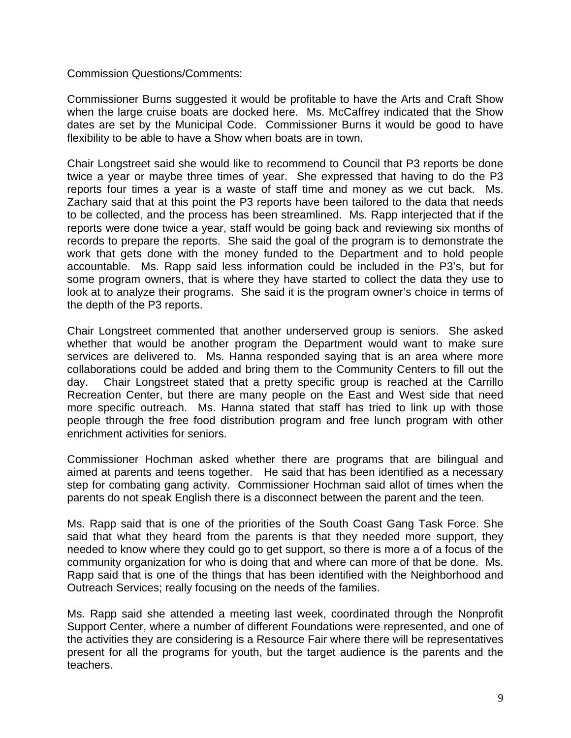Commission Questions/Comments:

Commissioner Burns suggested it would be profitable to have the Arts and Craft Show when the large cruise boats are docked here. Ms. McCaffrey indicated that the Show dates are set by the Municipal Code. Commissioner Burns it would be good to have flexibility to be able to have a Show when boats are in town.

Chair Longstreet said she would like to recommend to Council that P3 reports be done twice a year or maybe three times of year. She expressed that having to do the P3 reports four times a year is a waste of staff time and money as we cut back. Ms. Zachary said that at this point the P3 reports have been tailored to the data that needs to be collected, and the process has been streamlined. Ms. Rapp interjected that if the reports were done twice a year, staff would be going back and reviewing six months of records to prepare the reports. She said the goal of the program is to demonstrate the work that gets done with the money funded to the Department and to hold people accountable. Ms. Rapp said less information could be included in the P3's, but for some program owners, that is where they have started to collect the data they use to look at to analyze their programs. She said it is the program owner's choice in terms of the depth of the P3 reports.

Chair Longstreet commented that another underserved group is seniors. She asked whether that would be another program the Department would want to make sure services are delivered to. Ms. Hanna responded saying that is an area where more collaborations could be added and bring them to the Community Centers to fill out the day. Chair Longstreet stated that a pretty specific group is reached at the Carrillo Recreation Center, but there are many people on the East and West side that need more specific outreach. Ms. Hanna stated that staff has tried to link up with those people through the free food distribution program and free lunch program with other enrichment activities for seniors.

Commissioner Hochman asked whether there are programs that are bilingual and aimed at parents and teens together. He said that has been identified as a necessary step for combating gang activity. Commissioner Hochman said allot of times when the parents do not speak English there is a disconnect between the parent and the teen.

Ms. Rapp said that is one of the priorities of the South Coast Gang Task Force. She said that what they heard from the parents is that they needed more support, they needed to know where they could go to get support, so there is more a of a focus of the community organization for who is doing that and where can more of that be done. Ms. Rapp said that is one of the things that has been identified with the Neighborhood and Outreach Services; really focusing on the needs of the families.

Ms. Rapp said she attended a meeting last week, coordinated through the Nonprofit Support Center, where a number of different Foundations were represented, and one of the activities they are considering is a Resource Fair where there will be representatives present for all the programs for youth, but the target audience is the parents and the teachers.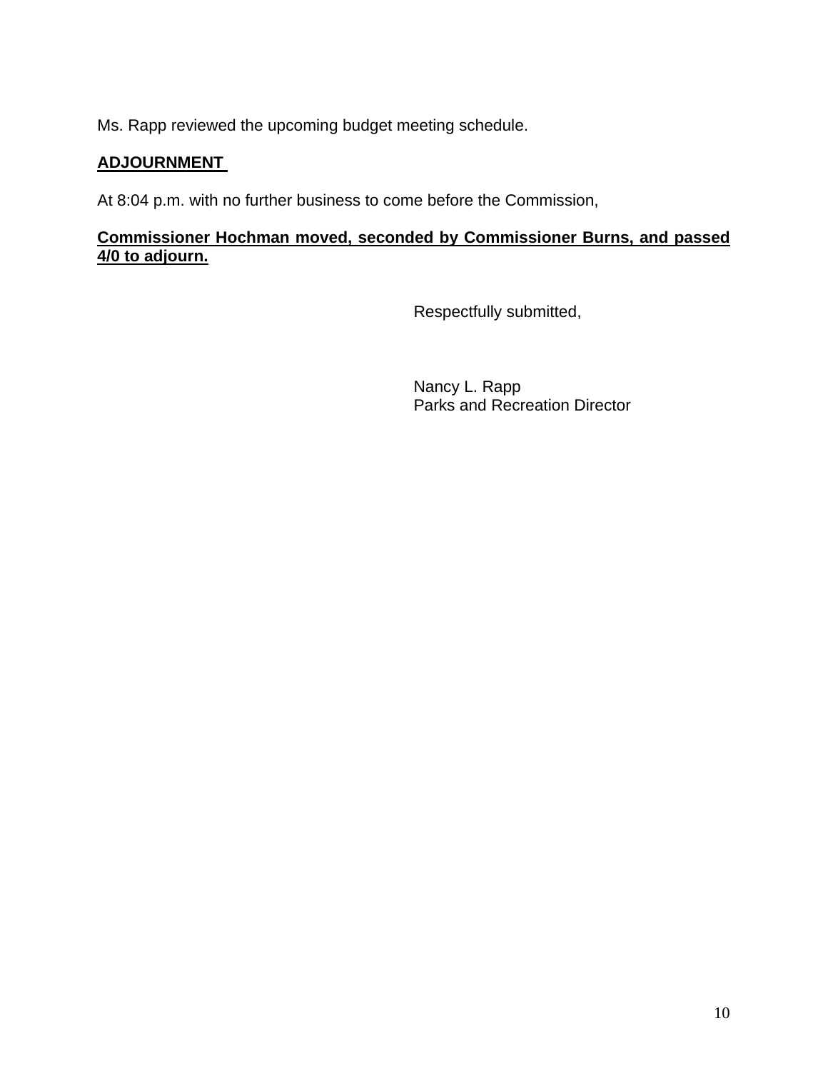Ms. Rapp reviewed the upcoming budget meeting schedule.

**ADJOURNMENT**

At 8:04 p.m. with no further business to come before the Commission,

**Commissioner Hochman moved, seconded by Commissioner Burns, and passed 4/0 to adjourn.**

Respectfully submitted,

Nancy L. Rapp
Parks and Recreation Director